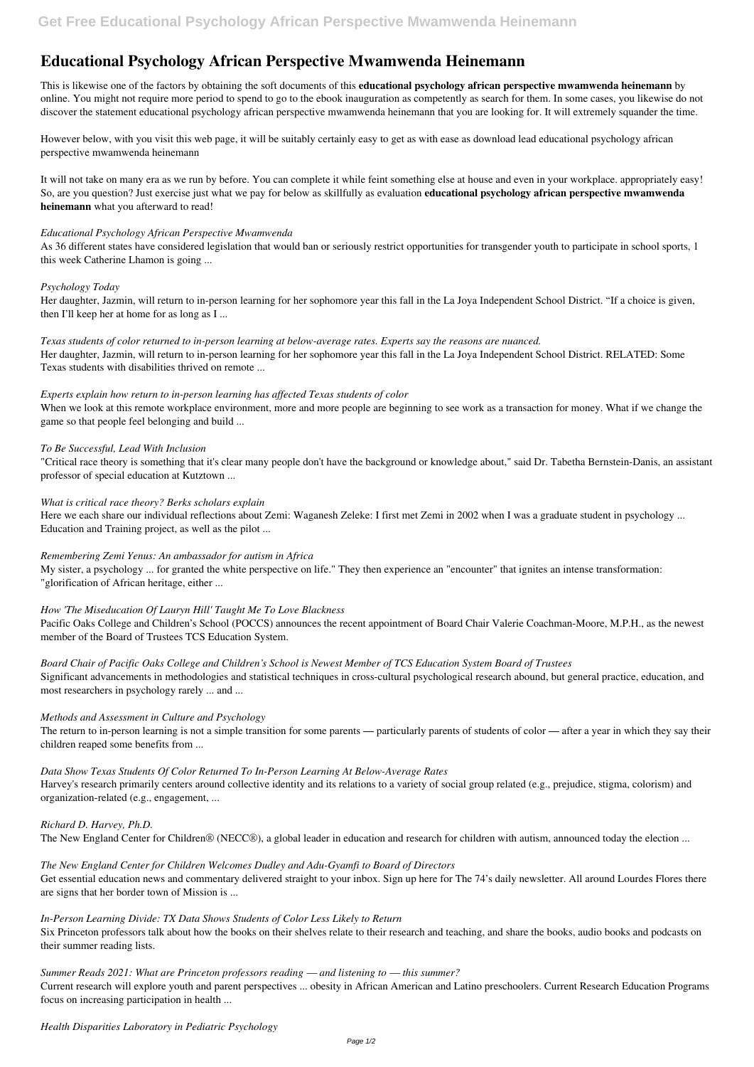# Educational Psychology African Perspective Mwamwenda Heinemann

This is likewise one of the factors by obtaining the soft documents of this **educational psychology african perspective mwamwenda heinemann** by online. You might not require more period to spend to go to the ebook inauguration as competently as search for them. In some cases, you likewise do not discover the statement educational psychology african perspective mwamwenda heinemann that you are looking for. It will extremely squander the time.

However below, with you visit this web page, it will be suitably certainly easy to get as with ease as download lead educational psychology african perspective mwamwenda heinemann

It will not take on many era as we run by before. You can complete it while feint something else at house and even in your workplace. appropriately easy! So, are you question? Just exercise just what we pay for below as skillfully as evaluation **educational psychology african perspective mwamwenda heinemann** what you afterward to read!

*Educational Psychology African Perspective Mwamwenda*

As 36 different states have considered legislation that would ban or seriously restrict opportunities for transgender youth to participate in school sports, 1 this week Catherine Lhamon is going ...

*Psychology Today*

Her daughter, Jazmin, will return to in-person learning for her sophomore year this fall in the La Joya Independent School District. "If a choice is given, then I'll keep her at home for as long as I ...

*Texas students of color returned to in-person learning at below-average rates. Experts say the reasons are nuanced.*

Her daughter, Jazmin, will return to in-person learning for her sophomore year this fall in the La Joya Independent School District. RELATED: Some Texas students with disabilities thrived on remote ...

*Experts explain how return to in-person learning has affected Texas students of color*

When we look at this remote workplace environment, more and more people are beginning to see work as a transaction for money. What if we change the game so that people feel belonging and build ...

*To Be Successful, Lead With Inclusion*

"Critical race theory is something that it's clear many people don't have the background or knowledge about," said Dr. Tabetha Bernstein-Danis, an assistant professor of special education at Kutztown ...

*What is critical race theory? Berks scholars explain*

Here we each share our individual reflections about Zemi: Waganesh Zeleke: I first met Zemi in 2002 when I was a graduate student in psychology ... Education and Training project, as well as the pilot ...

*Remembering Zemi Yenus: An ambassador for autism in Africa*

My sister, a psychology ... for granted the white perspective on life." They then experience an "encounter" that ignites an intense transformation: "glorification of African heritage, either ...

*How 'The Miseducation Of Lauryn Hill' Taught Me To Love Blackness*

Pacific Oaks College and Children's School (POCCS) announces the recent appointment of Board Chair Valerie Coachman-Moore, M.P.H., as the newest member of the Board of Trustees TCS Education System.

*Board Chair of Pacific Oaks College and Children's School is Newest Member of TCS Education System Board of Trustees*

Significant advancements in methodologies and statistical techniques in cross-cultural psychological research abound, but general practice, education, and most researchers in psychology rarely ... and ...

*Methods and Assessment in Culture and Psychology*

The return to in-person learning is not a simple transition for some parents — particularly parents of students of color — after a year in which they say their children reaped some benefits from ...

*Data Show Texas Students Of Color Returned To In-Person Learning At Below-Average Rates*

Harvey's research primarily centers around collective identity and its relations to a variety of social group related (e.g., prejudice, stigma, colorism) and organization-related (e.g., engagement, ...

*Richard D. Harvey, Ph.D.*

The New England Center for Children® (NECC®), a global leader in education and research for children with autism, announced today the election ...

*The New England Center for Children Welcomes Dudley and Adu-Gyamfi to Board of Directors*

Get essential education news and commentary delivered straight to your inbox. Sign up here for The 74's daily newsletter. All around Lourdes Flores there are signs that her border town of Mission is ...

*In-Person Learning Divide: TX Data Shows Students of Color Less Likely to Return*

Six Princeton professors talk about how the books on their shelves relate to their research and teaching, and share the books, audio books and podcasts on their summer reading lists.

*Summer Reads 2021: What are Princeton professors reading — and listening to — this summer?*

Current research will explore youth and parent perspectives ... obesity in African American and Latino preschoolers. Current Research Education Programs focus on increasing participation in health ...

*Health Disparities Laboratory in Pediatric Psychology*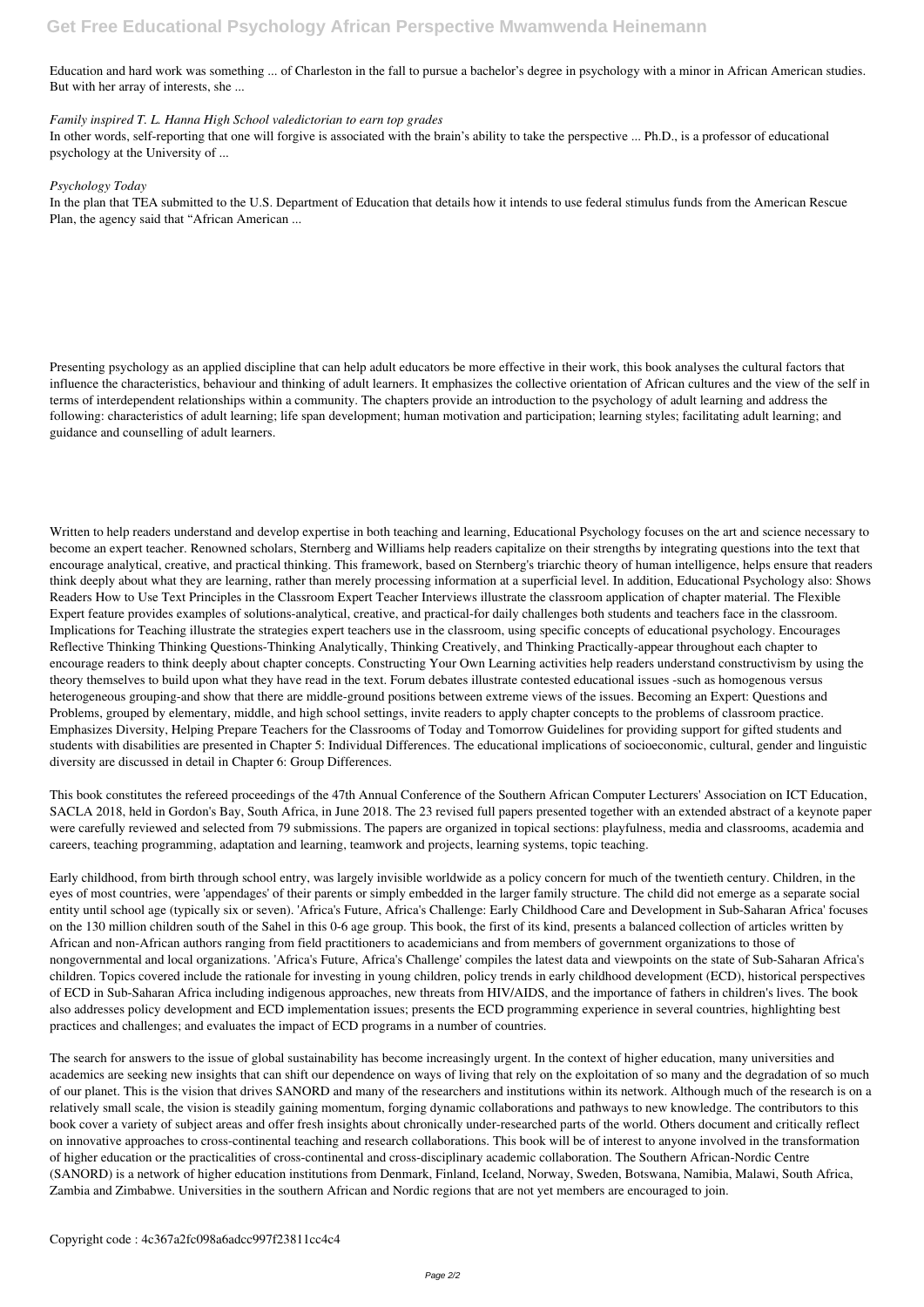Education and hard work was something ... of Charleston in the fall to pursue a bachelor's degree in psychology with a minor in African American studies. But with her array of interests, she ...

*Family inspired T. L. Hanna High School valedictorian to earn top grades*

In other words, self-reporting that one will forgive is associated with the brain's ability to take the perspective ... Ph.D., is a professor of educational psychology at the University of ...

*Psychology Today*

In the plan that TEA submitted to the U.S. Department of Education that details how it intends to use federal stimulus funds from the American Rescue Plan, the agency said that "African American ...

Presenting psychology as an applied discipline that can help adult educators be more effective in their work, this book analyses the cultural factors that influence the characteristics, behaviour and thinking of adult learners. It emphasizes the collective orientation of African cultures and the view of the self in terms of interdependent relationships within a community. The chapters provide an introduction to the psychology of adult learning and address the following: characteristics of adult learning; life span development; human motivation and participation; learning styles; facilitating adult learning; and guidance and counselling of adult learners.

Written to help readers understand and develop expertise in both teaching and learning, Educational Psychology focuses on the art and science necessary to become an expert teacher. Renowned scholars, Sternberg and Williams help readers capitalize on their strengths by integrating questions into the text that encourage analytical, creative, and practical thinking. This framework, based on Sternberg's triarchic theory of human intelligence, helps ensure that readers think deeply about what they are learning, rather than merely processing information at a superficial level. In addition, Educational Psychology also: Shows Readers How to Use Text Principles in the Classroom Expert Teacher Interviews illustrate the classroom application of chapter material. The Flexible Expert feature provides examples of solutions-analytical, creative, and practical-for daily challenges both students and teachers face in the classroom. Implications for Teaching illustrate the strategies expert teachers use in the classroom, using specific concepts of educational psychology. Encourages Reflective Thinking Thinking Questions-Thinking Analytically, Thinking Creatively, and Thinking Practically-appear throughout each chapter to encourage readers to think deeply about chapter concepts. Constructing Your Own Learning activities help readers understand constructivism by using the theory themselves to build upon what they have read in the text. Forum debates illustrate contested educational issues -such as homogenous versus heterogeneous grouping-and show that there are middle-ground positions between extreme views of the issues. Becoming an Expert: Questions and Problems, grouped by elementary, middle, and high school settings, invite readers to apply chapter concepts to the problems of classroom practice. Emphasizes Diversity, Helping Prepare Teachers for the Classrooms of Today and Tomorrow Guidelines for providing support for gifted students and students with disabilities are presented in Chapter 5: Individual Differences. The educational implications of socioeconomic, cultural, gender and linguistic diversity are discussed in detail in Chapter 6: Group Differences.

This book constitutes the refereed proceedings of the 47th Annual Conference of the Southern African Computer Lecturers' Association on ICT Education, SACLA 2018, held in Gordon's Bay, South Africa, in June 2018. The 23 revised full papers presented together with an extended abstract of a keynote paper were carefully reviewed and selected from 79 submissions. The papers are organized in topical sections: playfulness, media and classrooms, academia and careers, teaching programming, adaptation and learning, teamwork and projects, learning systems, topic teaching.

Early childhood, from birth through school entry, was largely invisible worldwide as a policy concern for much of the twentieth century. Children, in the eyes of most countries, were 'appendages' of their parents or simply embedded in the larger family structure. The child did not emerge as a separate social entity until school age (typically six or seven). 'Africa's Future, Africa's Challenge: Early Childhood Care and Development in Sub-Saharan Africa' focuses on the 130 million children south of the Sahel in this 0-6 age group. This book, the first of its kind, presents a balanced collection of articles written by African and non-African authors ranging from field practitioners to academicians and from members of government organizations to those of nongovernmental and local organizations. 'Africa's Future, Africa's Challenge' compiles the latest data and viewpoints on the state of Sub-Saharan Africa's children. Topics covered include the rationale for investing in young children, policy trends in early childhood development (ECD), historical perspectives of ECD in Sub-Saharan Africa including indigenous approaches, new threats from HIV/AIDS, and the importance of fathers in children's lives. The book also addresses policy development and ECD implementation issues; presents the ECD programming experience in several countries, highlighting best practices and challenges; and evaluates the impact of ECD programs in a number of countries.

The search for answers to the issue of global sustainability has become increasingly urgent. In the context of higher education, many universities and academics are seeking new insights that can shift our dependence on ways of living that rely on the exploitation of so many and the degradation of so much of our planet. This is the vision that drives SANORD and many of the researchers and institutions within its network. Although much of the research is on a relatively small scale, the vision is steadily gaining momentum, forging dynamic collaborations and pathways to new knowledge. The contributors to this book cover a variety of subject areas and offer fresh insights about chronically under-researched parts of the world. Others document and critically reflect on innovative approaches to cross-continental teaching and research collaborations. This book will be of interest to anyone involved in the transformation of higher education or the practicalities of cross-continental and cross-disciplinary academic collaboration. The Southern African-Nordic Centre (SANORD) is a network of higher education institutions from Denmark, Finland, Iceland, Norway, Sweden, Botswana, Namibia, Malawi, South Africa, Zambia and Zimbabwe. Universities in the southern African and Nordic regions that are not yet members are encouraged to join.

Copyright code : 4c367a2fc098a6adcc997f23811cc4c4